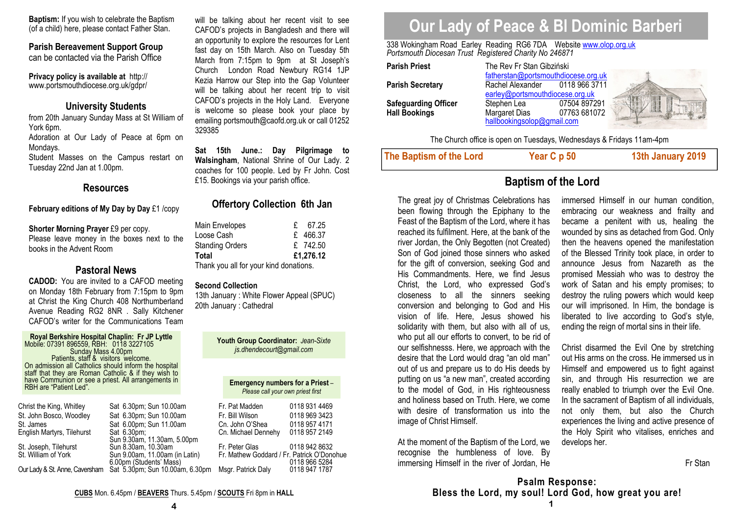**Baptism:** If you wish to celebrate the Baptism (of a child) here, please contact Father Stan.

**Parish Bereavement Support Group** can be contacted via the Parish Office

**Privacy policy is available at** http://www.portsmouthdiocese.org.uk/gdpr/

## University Students

from 20th January Sunday Mass at St William of York 6pm.

Adoration at Our Lady of Peace at 6pm on Mondays.

Student Masses on the Campus restart on Tuesday 22nd Jan at 1.00pm.

## Resources

**February editions of My Day by Day** £1 /copy

**Shorter Morning Prayer** £9 per copy.

Please leave money in the boxes next to the books in the Advent Room

## Pastoral News

**CADOD:** You are invited to a CAFOD meeting on Monday 18th February from 7:15pm to 9pm at Christ the King Church 408 Northumberland Avenue Reading RG2 8NR . Sally Kitchener CAFOD's writer for the Communications Team will be talking about her recent visit to see CAFOD's projects in Bangladesh and there will an opportunity to explore the resources for Lent fast day on 15th March. Also on Tuesday 5th March from 7:15pm to 9pm at St Joseph's Church London Road Newbury RG14 1JP Kezia Harrow our Step into the Gap Volunteer will be talking about her recent trip to visit CAFOD's projects in the Holy Land. Everyone is welcome so please book your place by emailing portsmouth@caofd.org.uk or call 01252 329385

**Sat 15th June.: Day Pilgrimage to Walsingham**, National Shrine of Our Lady. 2 coaches for 100 people. Led by Fr John. Cost £15. Bookings via your parish office.

## Offertory Collection 6th Jan

| | |
|---|---|
| Main Envelopes | £ 67.25 |
| Loose Cash | £ 466.37 |
| Standing Orders | £ 742.50 |
| **Total** | **£1,276.12** |

Thank you all for your kind donations.

**Second Collection**

13th January : White Flower Appeal (SPUC)

20th January : Cathedral

**Royal Berkshire Hospital Chaplin: Fr JP Lyttle**
Mobile: 07391 896559, RBH: 0118 3227105
Sunday Mass 4.00pm
Patients, staff & visitors welcome.
On admission all Catholics should inform the hospital staff that they are Roman Catholic & if they wish to have Communion or see a priest. All arrangements in RBH are "Patient Led".

**Youth Group Coordinator:** *Jean-Sixte js.dhendecourt@gmail.com*

**Emergency numbers for a Priest** – *Please call your own priest first*

| Church | Mass Times |
|---|---|
| Christ the King, Whitley | Sat 6.30pm; Sun 10.00am |
| St. John Bosco, Woodley | Sat 6.30pm; Sun 10.00am |
| St. James | Sat 6.00pm; Sun 11.00am |
| English Martyrs, Tilehurst | Sat 6.30pm; Sun 9.30am, 11.30am, 5.00pm |
| St. Joseph, Tilehurst | Sun 8.30am, 10.30am |
| St. William of York | Sun 9.00am, 11.00am (in Latin) 6.00pm (Students' Mass) |
| Our Lady & St. Anne, Caversham | Sat 5.30pm; Sun 10.00am, 6.30pm |

| Priest | Phone |
|---|---|
| Fr. Pat Madden | 0118 931 4469 |
| Fr. Bill Wilson | 0118 969 3423 |
| Cn. John O'Shea | 0118 957 4171 |
| Cn. Michael Dennehy | 0118 957 2149 |
| Fr. Peter Glas | 0118 942 8632 |
| Fr. Mathew Goddard / Fr. Patrick O'Donohue | 0118 966 5284 |
| Msgr. Patrick Daly | 0118 947 1787 |

**CUBS** Mon. 6.45pm / **BEAVERS** Thurs. 5.45pm / **SCOUTS** Fri 8pm in **HALL**

# Our Lady of Peace & Bl Dominic Barberi

338 Wokingham Road Earley Reading RG6 7DA Website www.olop.org.uk
*Portsmouth Diocesan Trust Registered Charity No 246871*

| | | |
|---|---|---|
| **Parish Priest** | The Rev Fr Stan Gibziński fatherstan@portsmouthdiocese.org.uk | |
| **Parish Secretary** | Rachel Alexander earley@portsmouthdiocese.org.uk | 0118 966 3711 |
| **Safeguarding Officer** | Stephen Lea | 07504 897291 |
| **Hall Bookings** | Margaret Dias hallbookingsolop@gmail.com | 07763 681072 |

The Church office is open on Tuesdays, Wednesdays & Fridays 11am-4pm

**The Baptism of the Lord** | **Year C p 50** | **13th January 2019**

## Baptism of the Lord

The great joy of Christmas Celebrations has been flowing through the Epiphany to the Feast of the Baptism of the Lord, where it has reached its fulfilment. Here, at the bank of the river Jordan, the Only Begotten (not Created) Son of God joined those sinners who asked for the gift of conversion, seeking God and His Commandments. Here, we find Jesus Christ, the Lord, who expressed God's closeness to all the sinners seeking conversion and belonging to God and His vision of life. Here, Jesus showed his solidarity with them, but also with all of us, who put all our efforts to convert, to be rid of our selfishnesss. Here, we approach with the desire that the Lord would drag "an old man" out of us and prepare us to do His deeds by putting on us "a new man", created according to the model of God, in His righteousness and holiness based on Truth. Here, we come with desire of transformation us into the image of Christ Himself.

At the moment of the Baptism of the Lord, we recognise the humbleness of love. By immersing Himself in the river of Jordan, He immersed Himself in our human condition, embracing our weakness and frailty and became a penitent with us, healing the wounded by sins as detached from God. Only then the heavens opened the manifestation of the Blessed Trinity took place, in order to announce Jesus from Nazareth as the promised Messiah who was to destroy the work of Satan and his empty promises; to destroy the ruling powers which would keep our will imprisoned. In Him, the bondage is liberated to live according to God's style, ending the reign of mortal sins in their life.

Christ disarmed the Evil One by stretching out His arms on the cross. He immersed us in Himself and empowered us to fight against sin, and through His resurrection we are really enabled to triumph over the Evil One. In the sacrament of Baptism of all individuals, not only them, but also the Church experiences the living and active presence of the Holy Spirit who vitalises, enriches and develops her.

Fr Stan

**Psalm Response:**
**Bless the Lord, my soul! Lord God, how great you are!**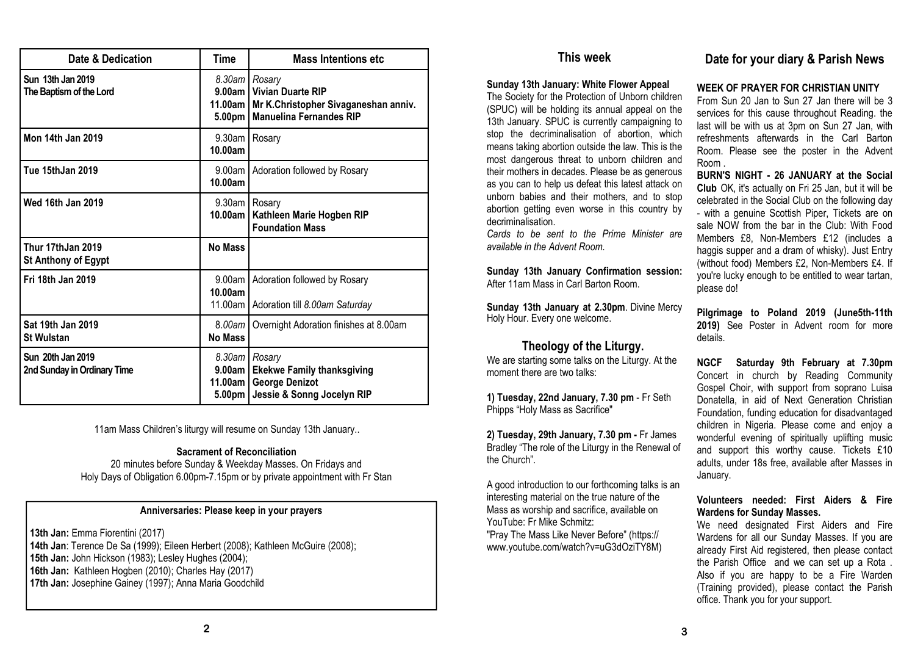| Date & Dedication | Time | Mass Intentions etc |
|---|---|---|
| **Sun 13th Jan 2019**<br>**The Baptism of the Lord** | *8.30am*<br>**9.00am**<br>**11.00am**<br>**5.00pm** | *Rosary*<br>**Vivian Duarte RIP**<br>**Mr K.Christopher Sivaganeshan anniv.**<br>**Manuelina Fernandes RIP** |
| **Mon 14th Jan 2019** | 9.30am<br>**10.00am** | Rosary |
| **Tue 15thJan 2019** | 9.00am<br>**10.00am** | Adoration followed by Rosary |
| **Wed 16th Jan 2019** | 9.30am<br>**10.00am** | Rosary<br>**Kathleen Marie Hogben RIP**<br>**Foundation Mass** |
| **Thur 17thJan 2019**<br>**St Anthony of Egypt** | **No Mass** | |
| **Fri 18th Jan 2019** | 9.00am<br>**10.00am**<br>11.00am | Adoration followed by Rosary<br><br>Adoration till *8.00am Saturday* |
| **Sat 19th Jan 2019**<br>**St Wulstan** | *8.00am*<br>**No Mass** | Overnight Adoration finishes at 8.00am |
| **Sun 20th Jan 2019**<br>**2nd Sunday in Ordinary Time** | *8.30am*<br>**9.00am**<br>**11.00am**<br>**5.00pm** | *Rosary*<br>**Ekekwe Family thanksgiving**<br>**George Denizot**<br>**Jessie & Sonng Jocelyn RIP** |

11am Mass Children's liturgy will resume on Sunday 13th January..

**Sacrament of Reconciliation**

20 minutes before Sunday & Weekday Masses. On Fridays and Holy Days of Obligation 6.00pm-7.15pm or by private appointment with Fr Stan

**Anniversaries: Please keep in your prayers**

**13th Jan:** Emma Fiorentini (2017)
**14th Jan**: Terence De Sa (1999); Eileen Herbert (2008); Kathleen McGuire (2008);
**15th Jan:** John Hickson (1983); Lesley Hughes (2004);
**16th Jan:** Kathleen Hogben (2010); Charles Hay (2017)
**17th Jan:** Josephine Gainey (1997); Anna Maria Goodchild

## This week

**Sunday 13th January: White Flower Appeal**
The Society for the Protection of Unborn children (SPUC) will be holding its annual appeal on the 13th January. SPUC is currently campaigning to stop the decriminalisation of abortion, which means taking abortion outside the law. This is the most dangerous threat to unborn children and their mothers in decades. Please be as generous as you can to help us defeat this latest attack on unborn babies and their mothers, and to stop abortion getting even worse in this country by decriminalisation.
*Cards to be sent to the Prime Minister are available in the Advent Room.*

**Sunday 13th January Confirmation session:** After 11am Mass in Carl Barton Room.

**Sunday 13th January at 2.30pm**. Divine Mercy Holy Hour. Every one welcome.

## Theology of the Liturgy.

We are starting some talks on the Liturgy. At the moment there are two talks:

**1) Tuesday, 22nd January, 7.30 pm** - Fr Seth Phipps "Holy Mass as Sacrifice"

**2) Tuesday, 29th January, 7.30 pm -** Fr James Bradley "The role of the Liturgy in the Renewal of the Church".

A good introduction to our forthcoming talks is an interesting material on the true nature of the Mass as worship and sacrifice, available on YouTube: Fr Mike Schmitz:
"Pray The Mass Like Never Before" (https://www.youtube.com/watch?v=uG3dOziTY8M)

## Date for your diary & Parish News

**WEEK OF PRAYER FOR CHRISTIAN UNITY**
From Sun 20 Jan to Sun 27 Jan there will be 3 services for this cause throughout Reading. the last will be with us at 3pm on Sun 27 Jan, with refreshments afterwards in the Carl Barton Room. Please see the poster in the Advent Room .
**BURN'S NIGHT - 26 JANUARY at the Social Club** OK, it's actually on Fri 25 Jan, but it will be celebrated in the Social Club on the following day - with a genuine Scottish Piper, Tickets are on sale NOW from the bar in the Club: With Food Members £8, Non-Members £12 (includes a haggis supper and a dram of whisky). Just Entry (without food) Members £2, Non-Members £4. If you're lucky enough to be entitled to wear tartan, please do!

**Pilgrimage to Poland 2019 (June5th-11th 2019)** See Poster in Advent room for more details.

**NGCF Saturday 9th February at 7.30pm** Concert in church by Reading Community Gospel Choir, with support from soprano Luisa Donatella, in aid of Next Generation Christian Foundation, funding education for disadvantaged children in Nigeria. Please come and enjoy a wonderful evening of spiritually uplifting music and support this worthy cause. Tickets £10 adults, under 18s free, available after Masses in January.

**Volunteers needed: First Aiders & Fire Wardens for Sunday Masses.**
We need designated First Aiders and Fire Wardens for all our Sunday Masses. If you are already First Aid registered, then please contact the Parish Office and we can set up a Rota . Also if you are happy to be a Fire Warden (Training provided), please contact the Parish office. Thank you for your support.